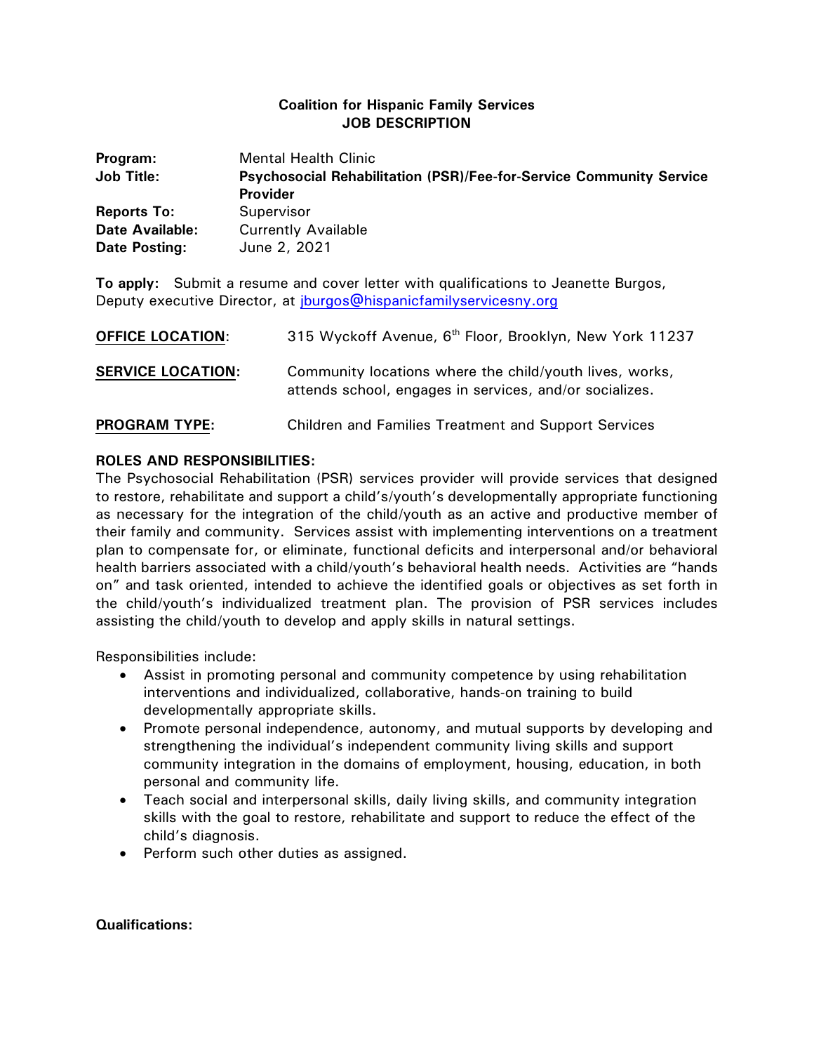**Coalition for Hispanic Family Services**
**JOB DESCRIPTION**

**Program:** Mental Health Clinic
**Job Title:** **Psychosocial Rehabilitation (PSR)/Fee-for-Service Community Service Provider**
**Reports To:** Supervisor
**Date Available:** Currently Available
**Date Posting:** June 2, 2021

**To apply:** Submit a resume and cover letter with qualifications to Jeanette Burgos, Deputy executive Director, at jburgos@hispanicfamilyservicesny.org

**OFFICE LOCATION**: 315 Wyckoff Avenue, 6th Floor, Brooklyn, New York 11237

**SERVICE LOCATION:** Community locations where the child/youth lives, works, attends school, engages in services, and/or socializes.

**PROGRAM TYPE:** Children and Families Treatment and Support Services

**ROLES AND RESPONSIBILITIES:**

The Psychosocial Rehabilitation (PSR) services provider will provide services that designed to restore, rehabilitate and support a child's/youth's developmentally appropriate functioning as necessary for the integration of the child/youth as an active and productive member of their family and community. Services assist with implementing interventions on a treatment plan to compensate for, or eliminate, functional deficits and interpersonal and/or behavioral health barriers associated with a child/youth's behavioral health needs. Activities are "hands on" and task oriented, intended to achieve the identified goals or objectives as set forth in the child/youth's individualized treatment plan. The provision of PSR services includes assisting the child/youth to develop and apply skills in natural settings.

Responsibilities include:

- Assist in promoting personal and community competence by using rehabilitation interventions and individualized, collaborative, hands-on training to build developmentally appropriate skills.
- Promote personal independence, autonomy, and mutual supports by developing and strengthening the individual's independent community living skills and support community integration in the domains of employment, housing, education, in both personal and community life.
- Teach social and interpersonal skills, daily living skills, and community integration skills with the goal to restore, rehabilitate and support to reduce the effect of the child's diagnosis.
- Perform such other duties as assigned.

**Qualifications:**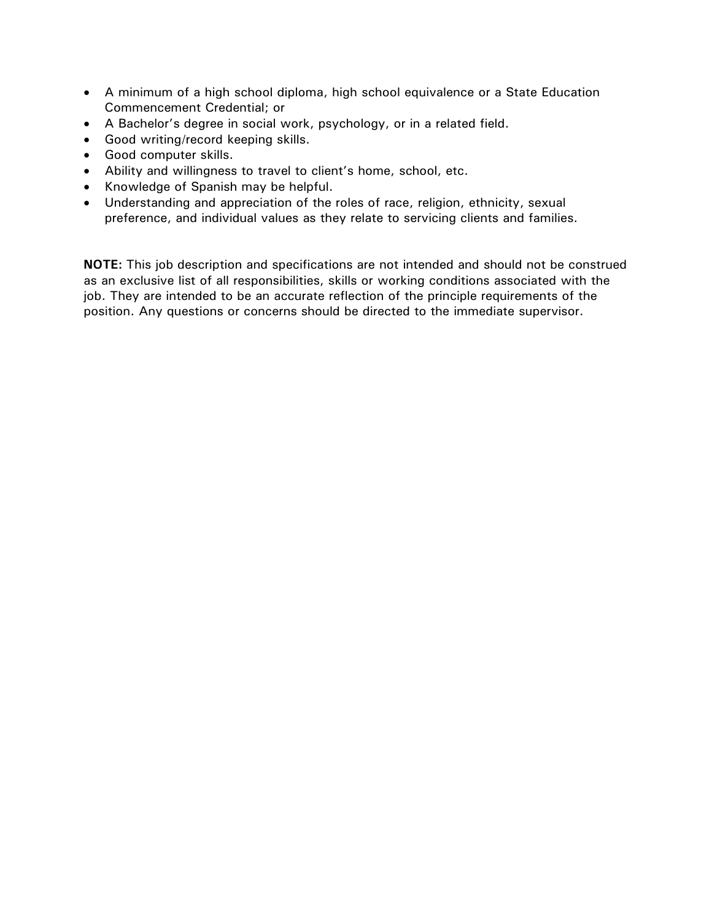- A minimum of a high school diploma, high school equivalence or a State Education Commencement Credential; or
- A Bachelor's degree in social work, psychology, or in a related field.
- Good writing/record keeping skills.
- Good computer skills.
- Ability and willingness to travel to client's home, school, etc.
- Knowledge of Spanish may be helpful.
- Understanding and appreciation of the roles of race, religion, ethnicity, sexual preference, and individual values as they relate to servicing clients and families.

**NOTE:** This job description and specifications are not intended and should not be construed as an exclusive list of all responsibilities, skills or working conditions associated with the job. They are intended to be an accurate reflection of the principle requirements of the position. Any questions or concerns should be directed to the immediate supervisor.